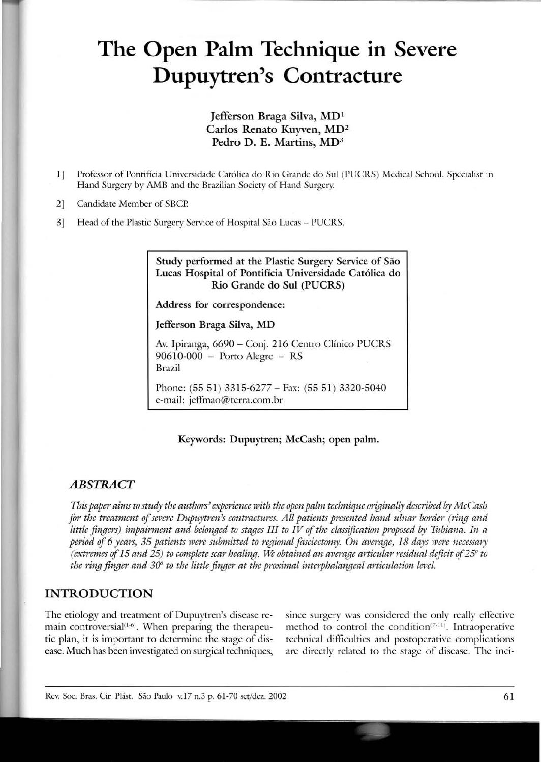# The Open Palm Technique in Severe Dupuytren's Contracture

**Jefferson Braga Silva, MD**[1]
**Carlos Renato Kuyven, MD**[2]
**Pedro D. E. Martins, MD**[3]

1] Professor of Pontifícia Universidade Católica do Rio Grande do Sul (PUCRS) Medical School. Specialist in Hand Surgery by AMB and the Brazilian Society of Hand Surgery.

2] Candidate Member of SBCP.

3] Head of the Plastic Surgery Service of Hospital São Lucas – PUCRS.

**Study performed at the Plastic Surgery Service of São Lucas Hospital of Pontifícia Universidade Católica do Rio Grande do Sul (PUCRS)**

**Address for correspondence:**

**Jefferson Braga Silva, MD**

Av. Ipiranga, 6690 – Conj. 216 Centro Clínico PUCRS
90610-000 – Porto Alegre – RS
Brazil

Phone: (55 51) 3315-6277 – Fax: (55 51) 3320-5040
e-mail: jeffmao@terra.com.br

**Keywords: Dupuytren; McCash; open palm.**

## *ABSTRACT*

*This paper aims to study the authors' experience with the open palm technique originally described by McCash for the treatment of severe Dupuytren's contractures. All patients presented hand ulnar border (ring and little fingers) impairment and belonged to stages III to IV of the classification proposed by Tubiana. In a period of 6 years, 35 patients were submitted to regional fasciectomy. On average, 18 days were necessary (extremes of 15 and 25) to complete scar healing. We obtained an average articular residual deficit of 25° to the ring finger and 30° to the little finger at the proximal interphalangeal articulation level.*

## INTRODUCTION

The etiology and treatment of Dupuytren's disease remain controversial[1-6]. When preparing the therapeutic plan, it is important to determine the stage of disease. Much has been investigated on surgical techniques, since surgery was considered the only really effective method to control the condition[7-11]. Intraoperative technical difficulties and postoperative complications are directly related to the stage of disease. The inci-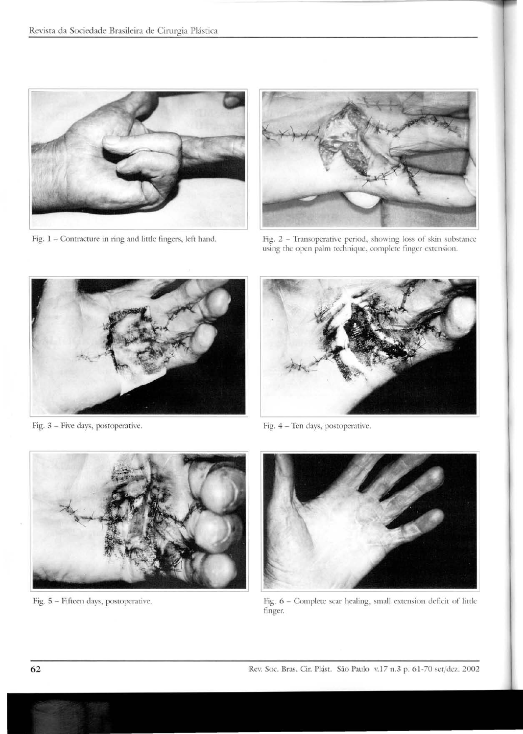Fig. 1 – Contracture in ring and little fingers, left hand.

Fig. 2 – Transoperative period, showing loss of skin substance using the open palm technique, complete finger extension.

Fig. 3 – Five days, postoperative.

Fig. 4 – Ten days, postoperative.

Fig. 5 – Fifteen days, postoperative.

Fig. 6 – Complete scar healing, small extension deficit of little finger.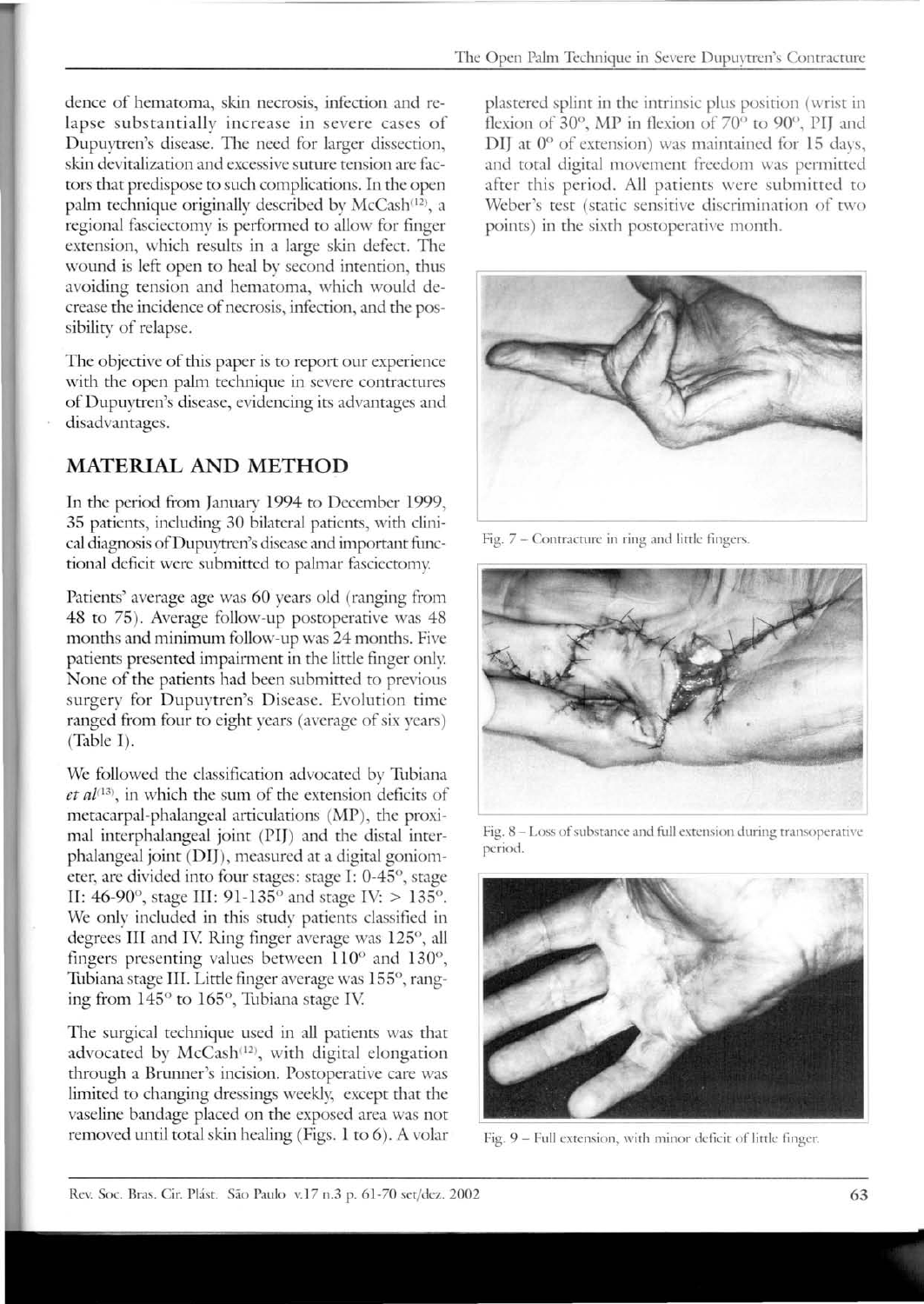dence of hematoma, skin necrosis, infection and relapse substantially increase in severe cases of Dupuytren's disease. The need for larger dissection, skin devitalization and excessive suture tension are factors that predispose to such complications. In the open palm technique originally described by McCash[12], a regional fasciectomy is performed to allow for finger extension, which results in a large skin defect. The wound is left open to heal by second intention, thus avoiding tension and hematoma, which would decrease the incidence of necrosis, infection, and the possibility of relapse.

The objective of this paper is to report our experience with the open palm technique in severe contractures of Dupuytren's disease, evidencing its advantages and disadvantages.

## MATERIAL AND METHOD

In the period from January 1994 to December 1999, 35 patients, including 30 bilateral patients, with clinical diagnosis of Dupuytren's disease and important functional deficit were submitted to palmar fasciectomy.

Patients' average age was 60 years old (ranging from 48 to 75). Average follow-up postoperative was 48 months and minimum follow-up was 24 months. Five patients presented impairment in the little finger only. None of the patients had been submitted to previous surgery for Dupuytren's Disease. Evolution time ranged from four to eight years (average of six years) (Table I).

We followed the classification advocated by Tubiana *et al*[13], in which the sum of the extension deficits of metacarpal-phalangeal articulations (MP), the proximal interphalangeal joint (PIJ) and the distal interphalangeal joint (DIJ), measured at a digital goniometer, are divided into four stages: stage I: 0-45°, stage II: 46-90°, stage III: 91-135° and stage IV: > 135°. We only included in this study patients classified in degrees III and IV. Ring finger average was 125°, all fingers presenting values between 110° and 130°, Tubiana stage III. Little finger average was 155°, ranging from 145° to 165°, Tubiana stage IV.

The surgical technique used in all patients was that advocated by McCash[12], with digital elongation through a Brunner's incision. Postoperative care was limited to changing dressings weekly, except that the vaseline bandage placed on the exposed area was not removed until total skin healing (Figs. 1 to 6). A volar plastered splint in the intrinsic plus position (wrist in flexion of 30°, MP in flexion of 70° to 90°, PIJ and DIJ at 0° of extension) was maintained for 15 days, and total digital movement freedom was permitted after this period. All patients were submitted to Weber's test (static sensitive discrimination of two points) in the sixth postoperative month.

Fig. 7 – Contracture in ring and little fingers.

Fig. 8 – Loss of substance and full extension during transoperative period.

Fig. 9 – Full extension, with minor deficit of little finger.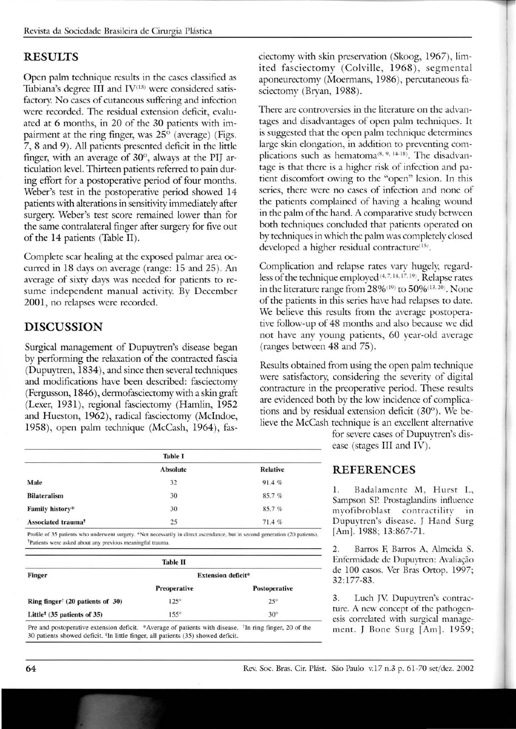## RESULTS

Open palm technique results in the cases classified as Tubiana's degree III and IV[13] were considered satisfactory. No cases of cutaneous suffering and infection were recorded. The residual extension deficit, evaluated at 6 months, in 20 of the 30 patients with impairment at the ring finger, was 25° (average) (Figs. 7, 8 and 9). All patients presented deficit in the little finger, with an average of 30°, always at the PIJ articulation level. Thirteen patients referred to pain during effort for a postoperative period of four months. Weber's test in the postoperative period showed 14 patients with alterations in sensitivity immediately after surgery. Weber's test score remained lower than for the same contralateral finger after surgery for five out of the 14 patients (Table II).

Complete scar healing at the exposed palmar area occurred in 18 days on average (range: 15 and 25). An average of sixty days was needed for patients to resume independent manual activity. By December 2001, no relapses were recorded.

## DISCUSSION

Surgical management of Dupuytren's disease began by performing the relaxation of the contracted fascia (Dupuytren, 1834), and since then several techniques and modifications have been described: fasciectomy (Fergusson, 1846), dermofasciectomy with a skin graft (Lexer, 1931), regional fasciectomy (Hamlin, 1952 and Hueston, 1962), radical fasciectomy (McIndoe, 1958), open palm technique (McCash, 1964), fasciectomy with skin preservation (Skoog, 1967), limited fasciectomy (Colville, 1968), segmental aponeurectomy (Moermans, 1986), percutaneous fasciectomy (Bryan, 1988).

There are controversies in the literature on the advantages and disadvantages of open palm techniques. It is suggested that the open palm technique determines large skin elongation, in addition to preventing complications such as hematoma[8, 9, 14-18]. The disadvantage is that there is a higher risk of infection and patient discomfort owing to the "open" lesion. In this series, there were no cases of infection and none of the patients complained of having a healing wound in the palm of the hand. A comparative study between both techniques concluded that patients operated on by techniques in which the palm was completely closed developed a higher residual contracture[15].

Complication and relapse rates vary hugely, regardless of the technique employed[4, 7, 14, 17, 19]. Relapse rates in the literature range from 28%[19] to 50%[13, 20]. None of the patients in this series have had relapses to date. We believe this results from the average postoperative follow-up of 48 months and also because we did not have any young patients, 60 year-old average (ranges between 48 and 75).

Results obtained from using the open palm technique were satisfactory, considering the severity of digital contracture in the preoperative period. These results are evidenced both by the low incidence of complications and by residual extension deficit (30°). We believe the McCash technique is an excellent alternative for severe cases of Dupuytren's disease (stages III and IV).

**Table I**

| | Absolute | Relative |
|---|---|---|
| **Male** | 32 | 91.4 % |
| **Bilateralism** | 30 | 85.7 % |
| **Family history*** | 30 | 85.7 % |
| **Associated trauma†** | 25 | 71.4 % |

Profile of 35 patients who underwent surgery. *Not necessarily in direct ascendance, but in second generation (20 patients). †Patients were asked about any previous meaningful trauma.

**Table II**

| Finger | Extension deficit* | |
|---|---|---|
| | Preoperative | Postoperative |
| Ring finger† (20 patients of 30) | 125° | 25° |
| Little‡ (35 patients of 35) | 155° | 30° |

Pre and postoperative extension deficit. *Average of patients with disease. †In ring finger, 20 of the 30 patients showed deficit. ‡In little finger, all patients (35) showed deficit.

## REFERENCES

1. Badalamente M, Hurst L, Sampson SP. Prostaglandins influence myofibroblast contractility in Dupuytren's disease. J Hand Surg [Am]. 1988; 13:867-71.

2. Barros F, Barros A, Almeida S. Enfermidade de Dupuytren: Avaliação de 100 casos. Ver Bras Ortop. 1997; 32:177-83.

3. Luch JV. Dupuytren's contracture. A new concept of the pathogenesis correlated with surgical management. J Bone Surg [Am]. 1959;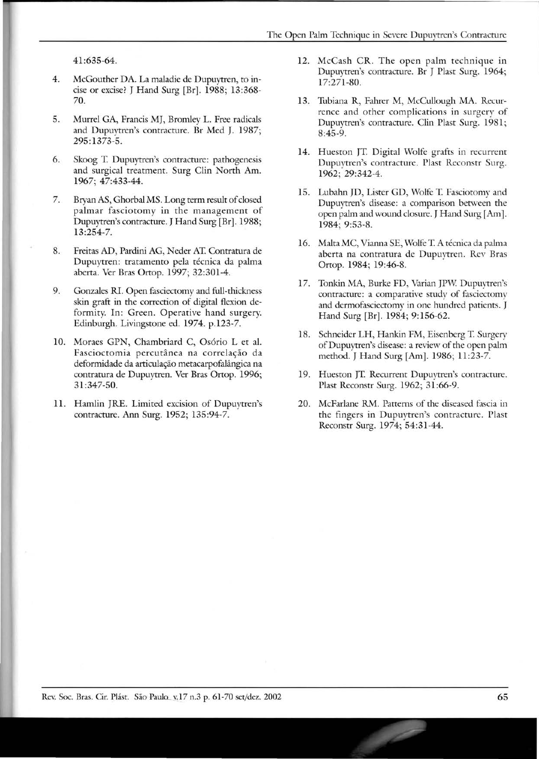41:635-64.

4. McGouther DA. La maladie de Dupuytren, to incise or excise? J Hand Surg [Br]. 1988; 13:368-70.

5. Murrel GA, Francis MJ, Bromley L. Free radicals and Dupuytren's contracture. Br Med J. 1987; 295:1373-5.

6. Skoog T. Dupuytren's contracture: pathogenesis and surgical treatment. Surg Clin North Am. 1967; 47:433-44.

7. Bryan AS, Ghorbal MS. Long term result of closed palmar fasciotomy in the management of Dupuytren's contracture. J Hand Surg [Br]. 1988; 13:254-7.

8. Freitas AD, Pardini AG, Neder AT. Contratura de Dupuytren: tratamento pela técnica da palma aberta. Ver Bras Ortop. 1997; 32:301-4.

9. Gonzales RI. Open fasciectomy and full-thickness skin graft in the correction of digital flexion deformity. In: Green. Operative hand surgery. Edinburgh. Livingstone ed. 1974. p.123-7.

10. Moraes GPN, Chambriard C, Osório L et al. Fascioctomia percutânea na correlação da deformidade da articulação metacarpofalângica na contratura de Dupuytren. Ver Bras Ortop. 1996; 31:347-50.

11. Hamlin JRE. Limited excision of Dupuytren's contracture. Ann Surg. 1952; 135:94-7.

12. McCash CR. The open palm technique in Dupuytren's contracture. Br J Plast Surg. 1964; 17:271-80.

13. Tubiana R, Fahrer M, McCullough MA. Recurrence and other complications in surgery of Dupuytren's contracture. Clin Plast Surg. 1981; 8:45-9.

14. Hueston JT. Digital Wolfe grafts in recurrent Dupuytren's contracture. Plast Reconstr Surg. 1962; 29:342-4.

15. Lubahn JD, Lister GD, Wolfe T. Fasciotomy and Dupuytren's disease: a comparison between the open palm and wound closure. J Hand Surg [Am]. 1984; 9:53-8.

16. Malta MC, Vianna SE, Wolfe T. A técnica da palma aberta na contratura de Dupuytren. Rev Bras Ortop. 1984; 19:46-8.

17. Tonkin MA, Burke FD, Varian JPW. Dupuytren's contracture: a comparative study of fasciectomy and dermofasciectomy in one hundred patients. J Hand Surg [Br]. 1984; 9:156-62.

18. Schneider LH, Hankin FM, Eisenberg T. Surgery of Dupuytren's disease: a review of the open palm method. J Hand Surg [Am]. 1986; 11:23-7.

19. Hueston JT. Recurrent Dupuytren's contracture. Plast Reconstr Surg. 1962; 31:66-9.

20. McFarlane RM. Patterns of the diseased fascia in the fingers in Dupuytren's contracture. Plast Reconstr Surg. 1974; 54:31-44.